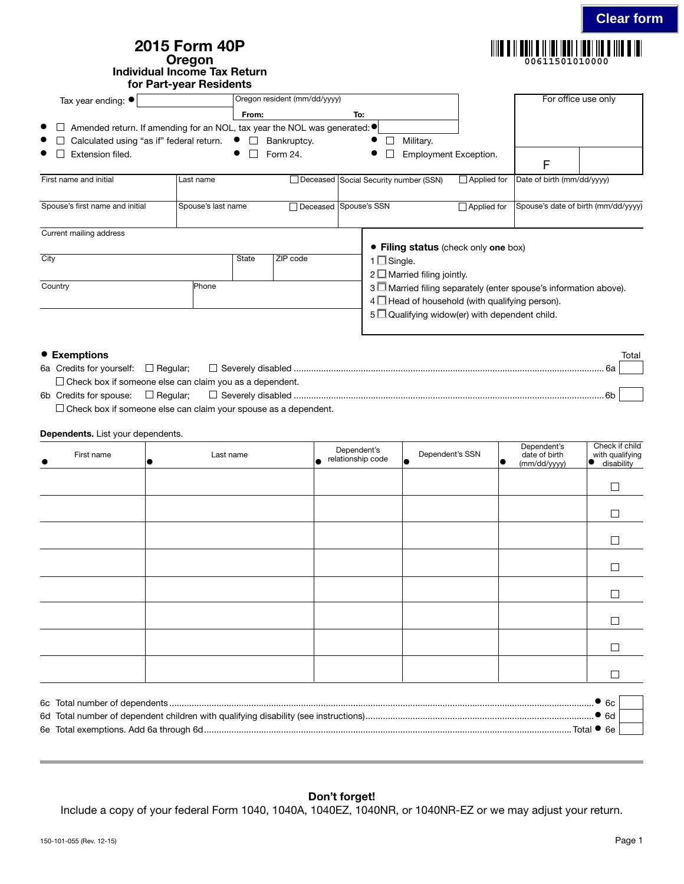Clear form

# 2015 Form 40P
## Oregon
### Individual Income Tax Return for Part-year Residents

00611501010000

Tax year ending: ● ______ Oregon resident (mm/dd/yyyy) From: ______ To: ______

For office use only

F

- ☐ Amended return. If amending for an NOL, tax year the NOL was generated: ● ______
- ☐ Calculated using "as if" federal return.
- ☐ Bankruptcy.
- ☐ Military.
- ☐ Extension filed.
- ☐ Form 24.
- ☐ Employment Exception.

| First name and initial | Last name | ☐ Deceased | Social Security number (SSN) | ☐ Applied for | Date of birth (mm/dd/yyyy) |
|---|---|---|---|---|---|
| Spouse's first name and initial | Spouse's last name | ☐ Deceased | Spouse's SSN | ☐ Applied for | Spouse's date of birth (mm/dd/yyyy) |

| Current mailing address | | |
|---|---|---|
| City | State | ZIP code |
| Country | Phone | |

● **Filing status** (check only **one** box)

1 ☐ Single.
2 ☐ Married filing jointly.
3 ☐ Married filing separately (enter spouse's information above).
4 ☐ Head of household (with qualifying person).
5 ☐ Qualifying widow(er) with dependent child.

● **Exemptions** Total

6a Credits for yourself: ☐ Regular; ☐ Severely disabled .......... 6a ______
☐ Check box if someone else can claim you as a dependent.

6b Credits for spouse: ☐ Regular; ☐ Severely disabled .......... 6b ______
☐ Check box if someone else can claim your spouse as a dependent.

**Dependents.** List your dependents.

| ● First name | ● Last name | ● Dependent's relationship code | ● Dependent's SSN | ● Dependent's date of birth (mm/dd/yyyy) | ● Check if child with qualifying disability |
|---|---|---|---|---|---|
| | | | | | ☐ |
| | | | | | ☐ |
| | | | | | ☐ |
| | | | | | ☐ |
| | | | | | ☐ |
| | | | | | ☐ |
| | | | | | ☐ |
| | | | | | ☐ |

6c Total number of dependents .......... ● 6c ______
6d Total number of dependent children with qualifying disability (see instructions) .......... ● 6d ______
6e Total exemptions. Add 6a through 6d .......... Total ● 6e ______

**Don't forget!**
Include a copy of your federal Form 1040, 1040A, 1040EZ, 1040NR, or 1040NR-EZ or we may adjust your return.

150-101-055 (Rev. 12-15)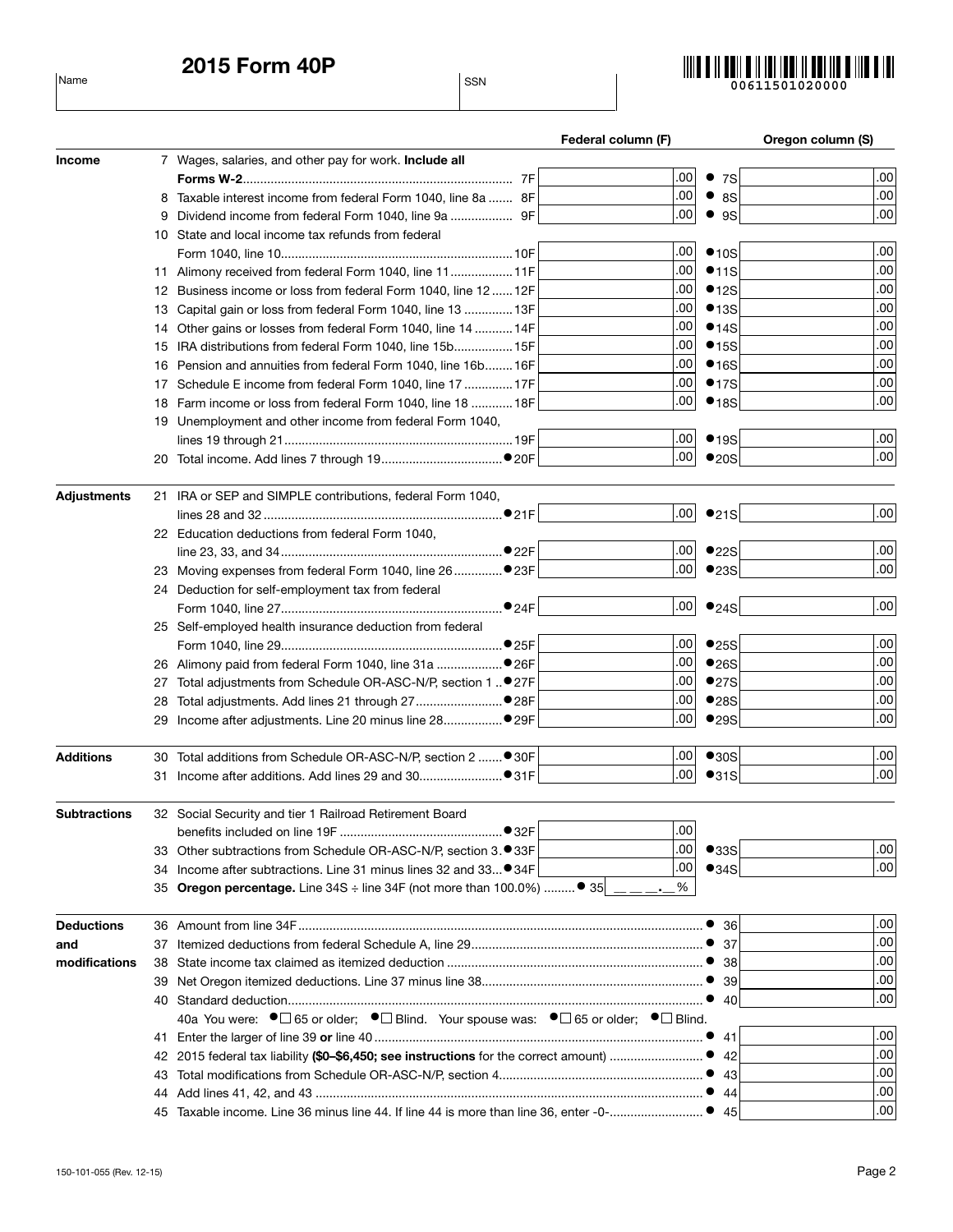# 2015 Form 40P

| Name | SSN |
|---|---|
| | |

00611501020000

| | | Federal column (F) | | Oregon column (S) |
|---|---|---|---|---|
| **Income** | 7 Wages, salaries, and other pay for work. **Include all Forms W-2**............ 7F | .00 | ● 7S | .00 |
| | 8 Taxable interest income from federal Form 1040, line 8a ....... 8F | .00 | ● 8S | .00 |
| | 9 Dividend income from federal Form 1040, line 9a .................. 9F | .00 | ● 9S | .00 |
| | 10 State and local income tax refunds from federal Form 1040, line 10............ 10F | .00 | ● 10S | .00 |
| | 11 Alimony received from federal Form 1040, line 11.................. 11F | .00 | ● 11S | .00 |
| | 12 Business income or loss from federal Form 1040, line 12 ...... 12F | .00 | ● 12S | .00 |
| | 13 Capital gain or loss from federal Form 1040, line 13 .............. 13F | .00 | ● 13S | .00 |
| | 14 Other gains or losses from federal Form 1040, line 14 ........... 14F | .00 | ● 14S | .00 |
| | 15 IRA distributions from federal Form 1040, line 15b................. 15F | .00 | ● 15S | .00 |
| | 16 Pension and annuities from federal Form 1040, line 16b........ 16F | .00 | ● 16S | .00 |
| | 17 Schedule E income from federal Form 1040, line 17 .............. 17F | .00 | ● 17S | .00 |
| | 18 Farm income or loss from federal Form 1040, line 18 ............ 18F | .00 | ● 18S | .00 |
| | 19 Unemployment and other income from federal Form 1040, lines 19 through 21............ 19F | .00 | ● 19S | .00 |
| | 20 Total income. Add lines 7 through 19.................................. ● 20F | .00 | ● 20S | .00 |
| **Adjustments** | 21 IRA or SEP and SIMPLE contributions, federal Form 1040, lines 28 and 32 ............ ● 21F | .00 | ● 21S | .00 |
| | 22 Education deductions from federal Form 1040, line 23, 33, and 34............ ● 22F | .00 | ● 22S | .00 |
| | 23 Moving expenses from federal Form 1040, line 26 .............. ● 23F | .00 | ● 23S | .00 |
| | 24 Deduction for self-employment tax from federal Form 1040, line 27............ ● 24F | .00 | ● 24S | .00 |
| | 25 Self-employed health insurance deduction from federal Form 1040, line 29............ ● 25F | .00 | ● 25S | .00 |
| | 26 Alimony paid from federal Form 1040, line 31a ................... ● 26F | .00 | ● 26S | .00 |
| | 27 Total adjustments from Schedule OR-ASC-N/P, section 1 .. ● 27F | .00 | ● 27S | .00 |
| | 28 Total adjustments. Add lines 21 through 27......................... ● 28F | .00 | ● 28S | .00 |
| | 29 Income after adjustments. Line 20 minus line 28................. ● 29F | .00 | ● 29S | .00 |
| **Additions** | 30 Total additions from Schedule OR-ASC-N/P, section 2 ....... ● 30F | .00 | ● 30S | .00 |
| | 31 Income after additions. Add lines 29 and 30........................ ● 31F | .00 | ● 31S | .00 |
| **Subtractions** | 32 Social Security and tier 1 Railroad Retirement Board benefits included on line 19F ............ ● 32F | .00 | | |
| | 33 Other subtractions from Schedule OR-ASC-N/P, section 3. ● 33F | .00 | ● 33S | .00 |
| | 34 Income after subtractions. Line 31 minus lines 32 and 33... ● 34F | .00 | ● 34S | .00 |
| | 35 **Oregon percentage.** Line 34S ÷ line 34F (not more than 100.0%) ......... ● 35 | ___ ___ ___.___ % | | |

| | | | |
|---|---|---|---|
| **Deductions and modifications** | 36 Amount from line 34F.................................................................. | ● 36 | .00 |
| | 37 Itemized deductions from federal Schedule A, line 29................................................. | ● 37 | .00 |
| | 38 State income tax claimed as itemized deduction ......................................................... | ● 38 | .00 |
| | 39 Net Oregon itemized deductions. Line 37 minus line 38............................................... | ● 39 | .00 |
| | 40 Standard deduction...................................................................................................... | ● 40 | .00 |
| | 40a You were: ● ☐ 65 or older; ● ☐ Blind. Your spouse was: ● ☐ 65 or older; ● ☐ Blind. | | |
| | 41 Enter the larger of line 39 **or** line 40 .............................................................................. | ● 41 | .00 |
| | 42 2015 federal tax liability **($0–$6,450; see instructions** for the correct amount) ........................... | ● 42 | .00 |
| | 43 Total modifications from Schedule OR-ASC-N/P, section 4.......................................... | ● 43 | .00 |
| | 44 Add lines 41, 42, and 43 .............................................................................................. | ● 44 | .00 |
| | 45 Taxable income. Line 36 minus line 44. If line 44 is more than line 36, enter -0-.......................... | ● 45 | .00 |

150-101-055 (Rev. 12-15)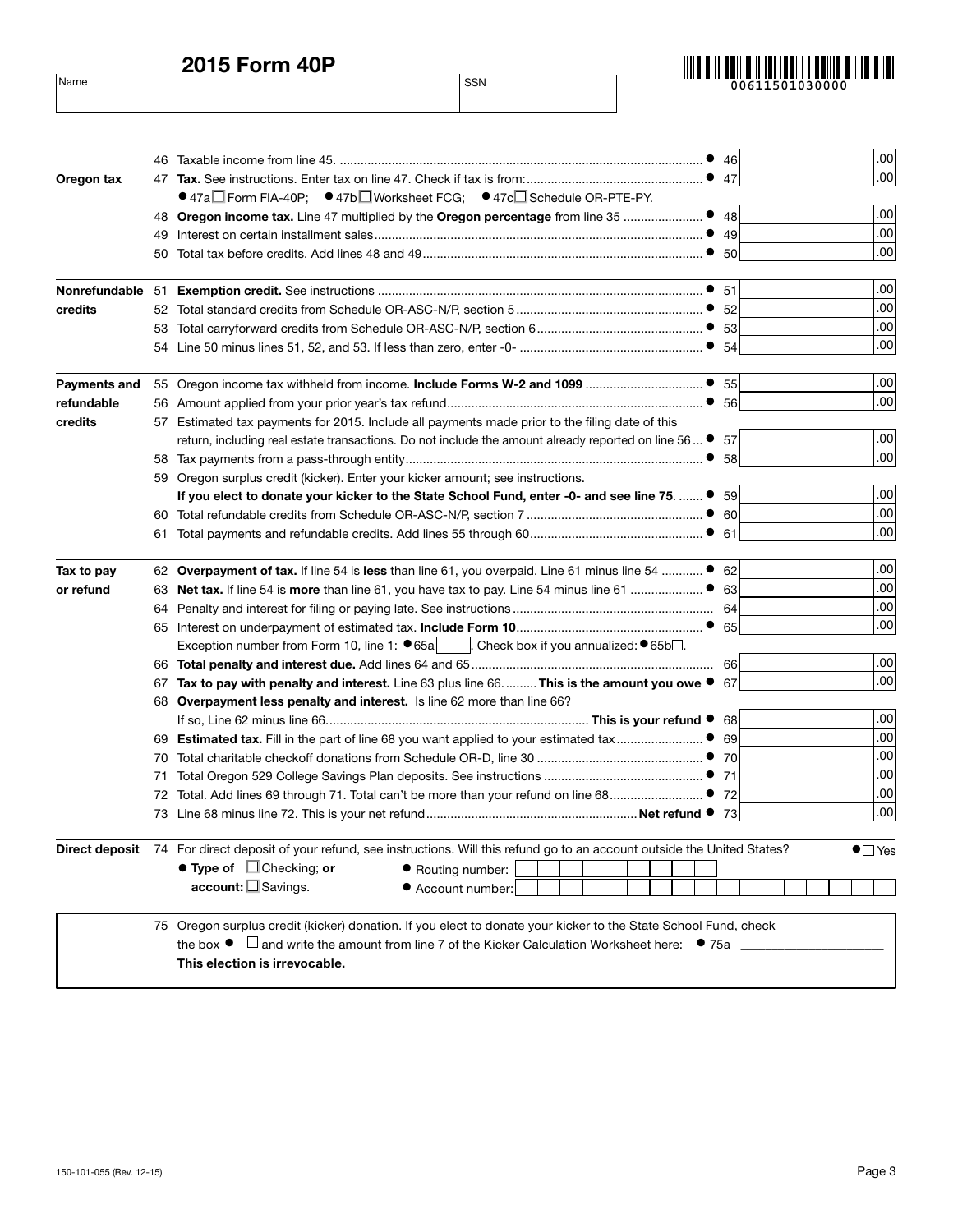# 2015 Form 40P

Name | SSN

00611501030000

| Section | Line | Description | Line # | Amount |
|---|---|---|---|---|
| | 46 | Taxable income from line 45. | ● 46 | .00 |
| **Oregon tax** | 47 | **Tax.** See instructions. Enter tax on line 47. Check if tax is from: ● 47a ☐ Form FIA-40P; ● 47b ☐ Worksheet FCG; ● 47c ☐ Schedule OR-PTE-PY. | ● 47 | .00 |
| | 48 | **Oregon income tax.** Line 47 multiplied by the **Oregon percentage** from line 35 | ● 48 | .00 |
| | 49 | Interest on certain installment sales | ● 49 | .00 |
| | 50 | Total tax before credits. Add lines 48 and 49 | ● 50 | .00 |
| **Nonrefundable credits** | 51 | **Exemption credit.** See instructions | ● 51 | .00 |
| | 52 | Total standard credits from Schedule OR-ASC-N/P, section 5 | ● 52 | .00 |
| | 53 | Total carryforward credits from Schedule OR-ASC-N/P, section 6 | ● 53 | .00 |
| | 54 | Line 50 minus lines 51, 52, and 53. If less than zero, enter -0- | ● 54 | .00 |
| **Payments and refundable credits** | 55 | Oregon income tax withheld from income. **Include Forms W-2 and 1099** | ● 55 | .00 |
| | 56 | Amount applied from your prior year's tax refund | ● 56 | .00 |
| | 57 | Estimated tax payments for 2015. Include all payments made prior to the filing date of this return, including real estate transactions. Do not include the amount already reported on line 56 | ● 57 | .00 |
| | 58 | Tax payments from a pass-through entity | ● 58 | .00 |
| | 59 | Oregon surplus credit (kicker). Enter your kicker amount; see instructions. **If you elect to donate your kicker to the State School Fund, enter -0- and see line 75.** | ● 59 | .00 |
| | 60 | Total refundable credits from Schedule OR-ASC-N/P, section 7 | ● 60 | .00 |
| | 61 | Total payments and refundable credits. Add lines 55 through 60 | ● 61 | .00 |
| **Tax to pay or refund** | 62 | **Overpayment of tax.** If line 54 is **less** than line 61, you overpaid. Line 61 minus line 54 | ● 62 | .00 |
| | 63 | **Net tax.** If line 54 is **more** than line 61, you have tax to pay. Line 54 minus line 61 | ● 63 | .00 |
| | 64 | Penalty and interest for filing or paying late. See instructions | 64 | .00 |
| | 65 | Interest on underpayment of estimated tax. **Include Form 10** | ● 65 | .00 |
| | | Exception number from Form 10, line 1: ● 65a ____. Check box if you annualized: ● 65b ☐. | | |
| | 66 | **Total penalty and interest due.** Add lines 64 and 65 | 66 | .00 |
| | 67 | **Tax to pay with penalty and interest.** Line 63 plus line 66. **This is the amount you owe** | ● 67 | .00 |
| | 68 | **Overpayment less penalty and interest.** Is line 62 more than line 66? If so, Line 62 minus line 66. **This is your refund** | ● 68 | .00 |
| | 69 | **Estimated tax.** Fill in the part of line 68 you want applied to your estimated tax | ● 69 | .00 |
| | 70 | Total charitable checkoff donations from Schedule OR-D, line 30 | ● 70 | .00 |
| | 71 | Total Oregon 529 College Savings Plan deposits. See instructions | ● 71 | .00 |
| | 72 | Total. Add lines 69 through 71. Total can't be more than your refund on line 68 | ● 72 | .00 |
| | 73 | Line 68 minus line 72. This is your net refund **Net refund** | ● 73 | .00 |

**Direct deposit** 74 For direct deposit of your refund, see instructions. Will this refund go to an account outside the United States? ● ☐ Yes

● **Type of account:** ☐ Checking; **or** ☐ Savings.

● Routing number:

● Account number:

75 Oregon surplus credit (kicker) donation. If you elect to donate your kicker to the State School Fund, check the box ● ☐ and write the amount from line 7 of the Kicker Calculation Worksheet here: ● 75a ____________________

**This election is irrevocable.**

150-101-055 (Rev. 12-15)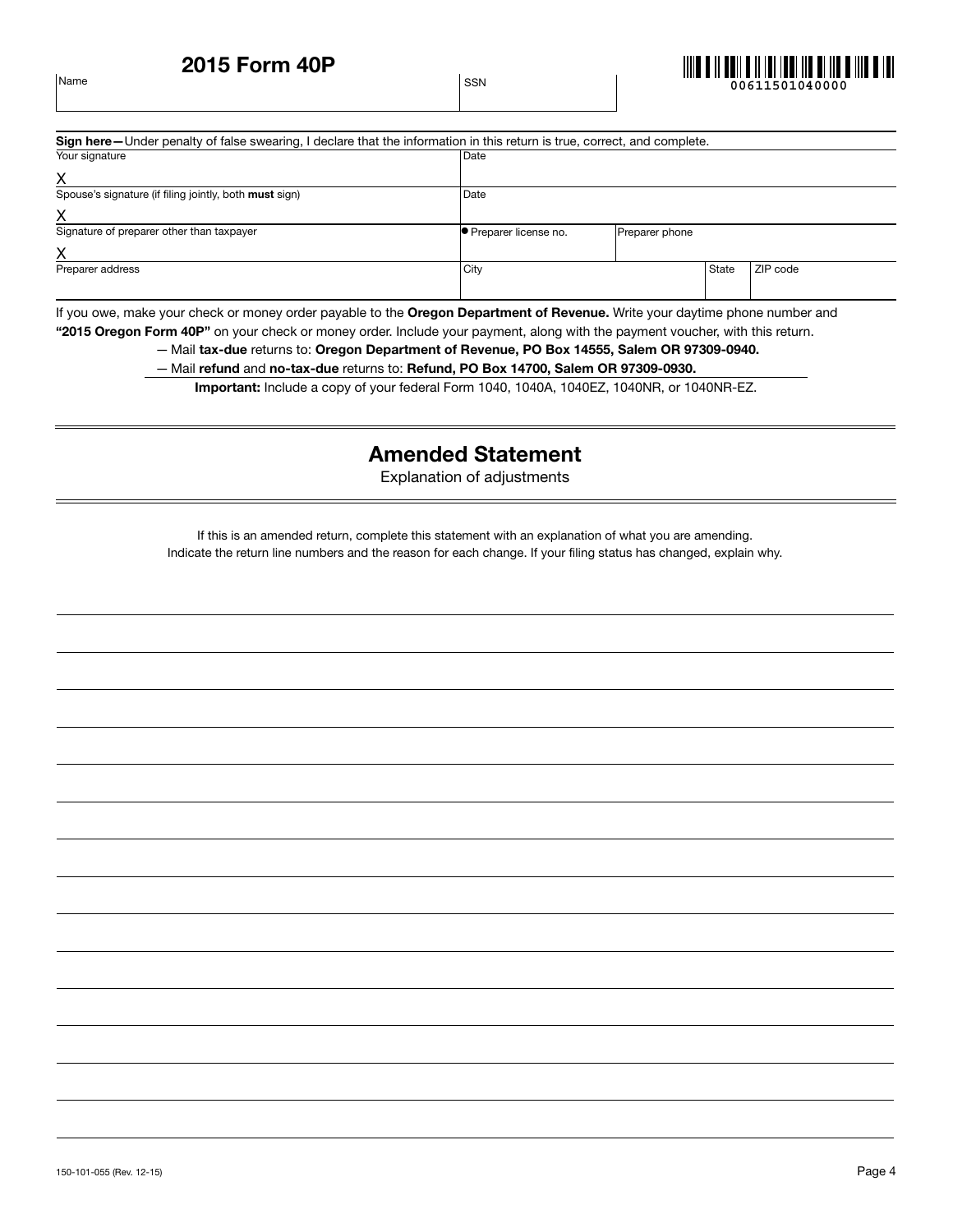## 2015 Form 40P

| Name | SSN |
|---|---|
| | |

00611501040000

**Sign here—**Under penalty of false swearing, I declare that the information in this return is true, correct, and complete.

| | | | | |
|---|---|---|---|---|
| Your signature<br>X | Date | | | |
| Spouse's signature (if filing jointly, both **must** sign)<br>X | Date | | | |
| Signature of preparer other than taxpayer<br>X | • Preparer license no. | Preparer phone | | |
| Preparer address | City | | State | ZIP code |

If you owe, make your check or money order payable to the **Oregon Department of Revenue.** Write your daytime phone number and **"2015 Oregon Form 40P"** on your check or money order. Include your payment, along with the payment voucher, with this return.

— Mail **tax-due** returns to: **Oregon Department of Revenue, PO Box 14555, Salem OR 97309-0940.**

— Mail **refund** and **no-tax-due** returns to: **Refund, PO Box 14700, Salem OR 97309-0930.**

**Important:** Include a copy of your federal Form 1040, 1040A, 1040EZ, 1040NR, or 1040NR-EZ.

## Amended Statement

Explanation of adjustments

If this is an amended return, complete this statement with an explanation of what you are amending. Indicate the return line numbers and the reason for each change. If your filing status has changed, explain why.

150-101-055 (Rev. 12-15)